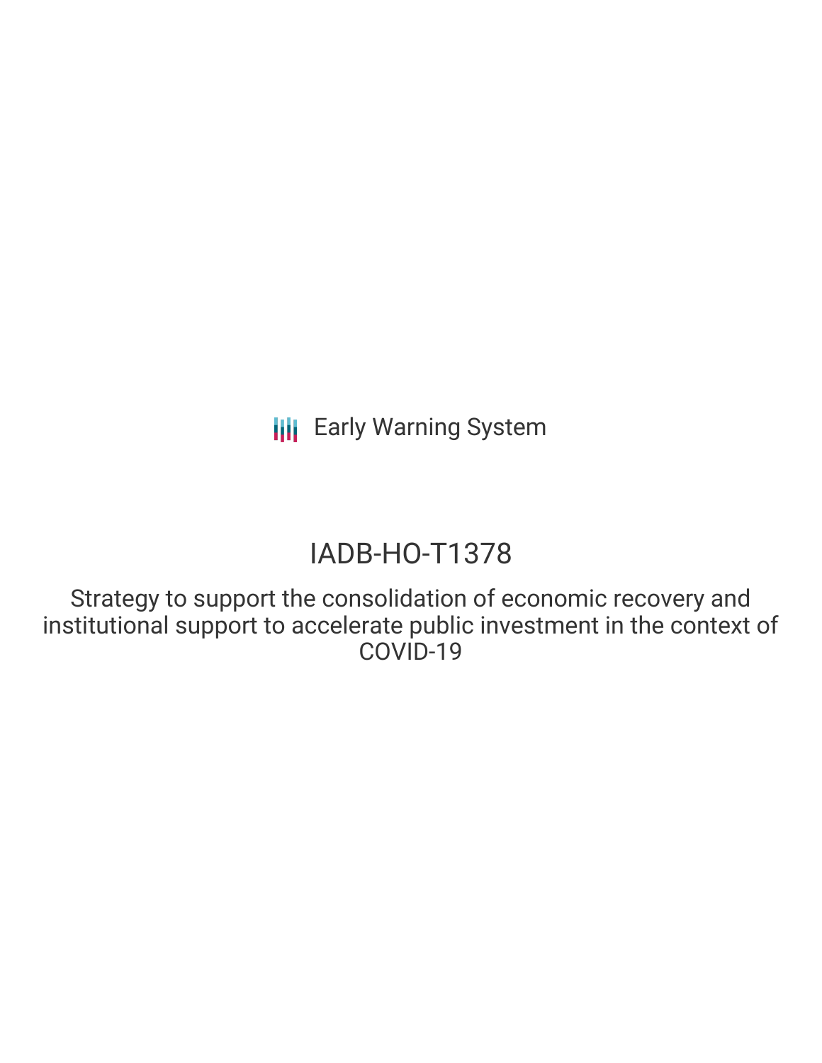Early Warning System

# IADB-HO-T1378

Strategy to support the consolidation of economic recovery and institutional support to accelerate public investment in the context of COVID-19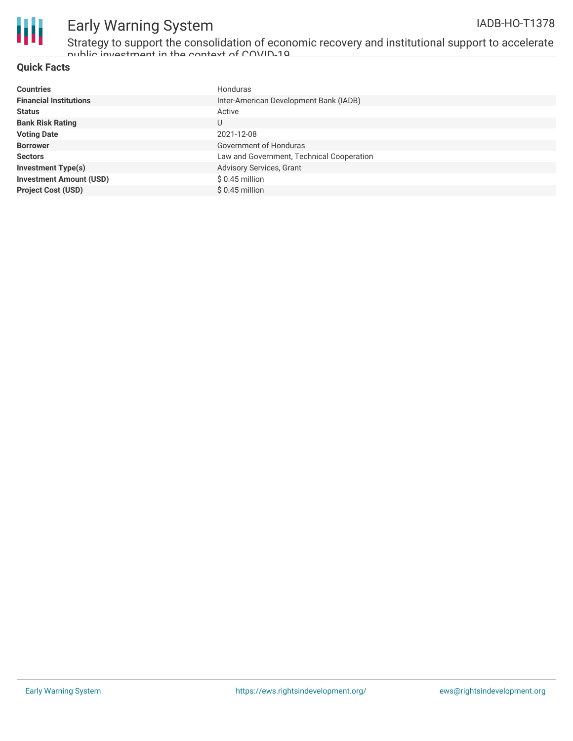## Quick Facts

| | |
|---|---|
| **Countries** | Honduras |
| **Financial Institutions** | Inter-American Development Bank (IADB) |
| **Status** | Active |
| **Bank Risk Rating** | U |
| **Voting Date** | 2021-12-08 |
| **Borrower** | Government of Honduras |
| **Sectors** | Law and Government, Technical Cooperation |
| **Investment Type(s)** | Advisory Services, Grant |
| **Investment Amount (USD)** | $ 0.45 million |
| **Project Cost (USD)** | $ 0.45 million |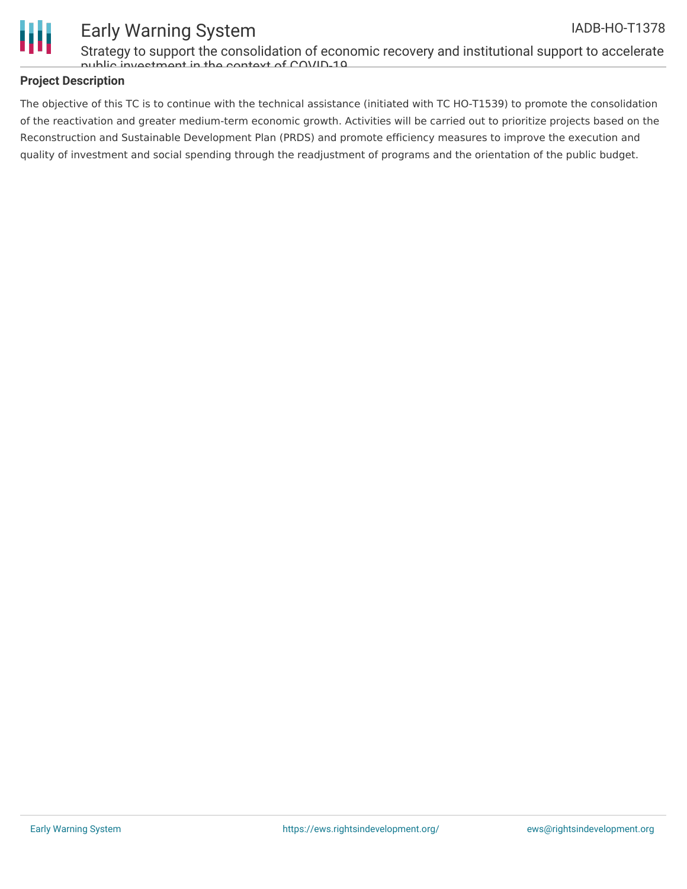## Project Description

The objective of this TC is to continue with the technical assistance (initiated with TC HO-T1539) to promote the consolidation of the reactivation and greater medium-term economic growth. Activities will be carried out to prioritize projects based on the Reconstruction and Sustainable Development Plan (PRDS) and promote efficiency measures to improve the execution and quality of investment and social spending through the readjustment of programs and the orientation of the public budget.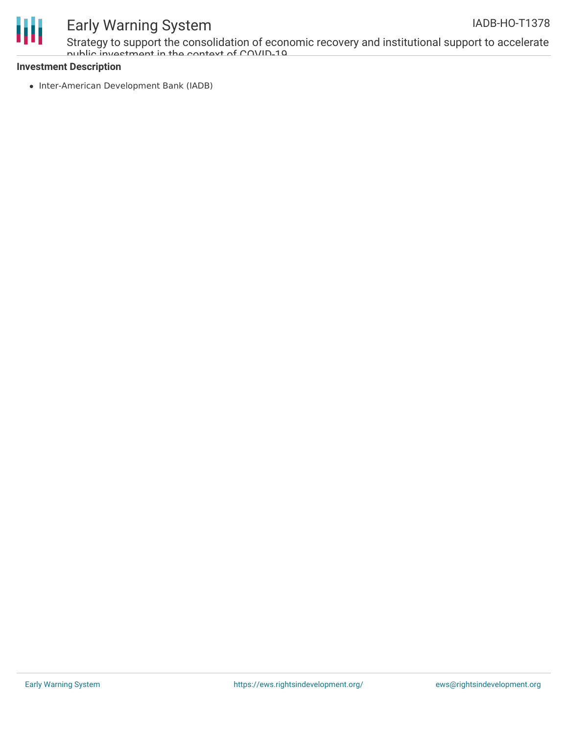**Investment Description**

- Inter-American Development Bank (IADB)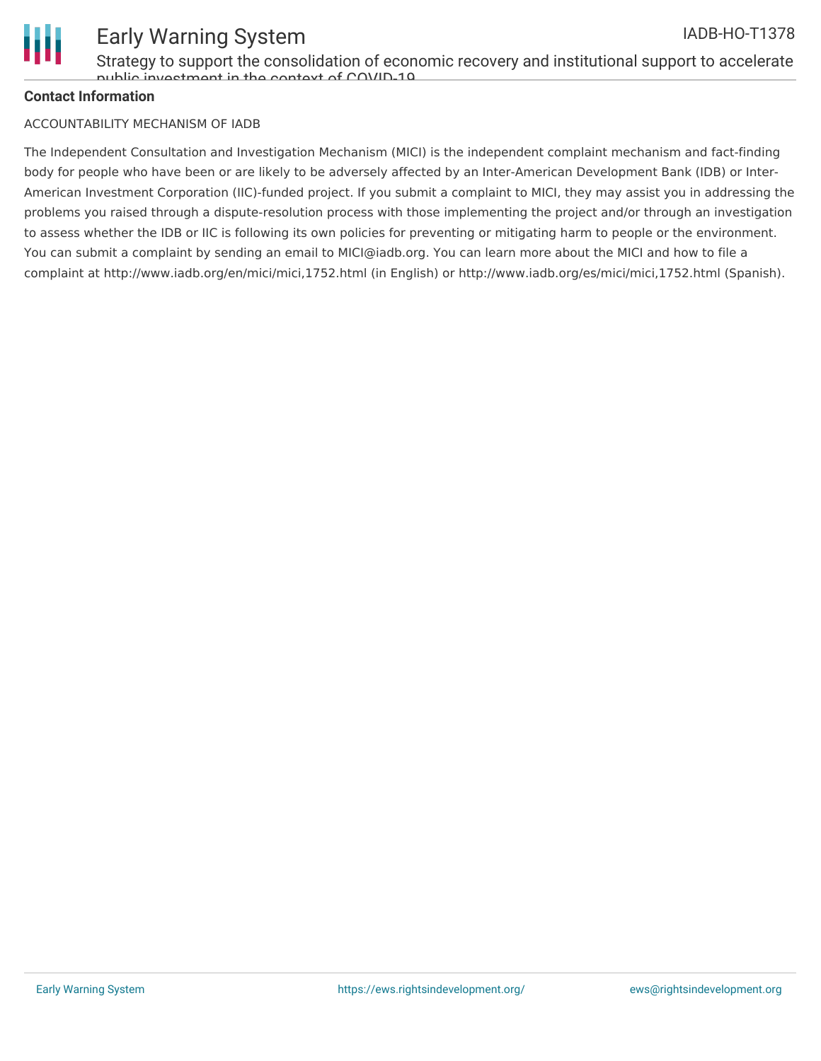**Contact Information**

ACCOUNTABILITY MECHANISM OF IADB

The Independent Consultation and Investigation Mechanism (MICI) is the independent complaint mechanism and fact-finding body for people who have been or are likely to be adversely affected by an Inter-American Development Bank (IDB) or Inter-American Investment Corporation (IIC)-funded project. If you submit a complaint to MICI, they may assist you in addressing the problems you raised through a dispute-resolution process with those implementing the project and/or through an investigation to assess whether the IDB or IIC is following its own policies for preventing or mitigating harm to people or the environment. You can submit a complaint by sending an email to MICI@iadb.org. You can learn more about the MICI and how to file a complaint at http://www.iadb.org/en/mici/mici,1752.html (in English) or http://www.iadb.org/es/mici/mici,1752.html (Spanish).